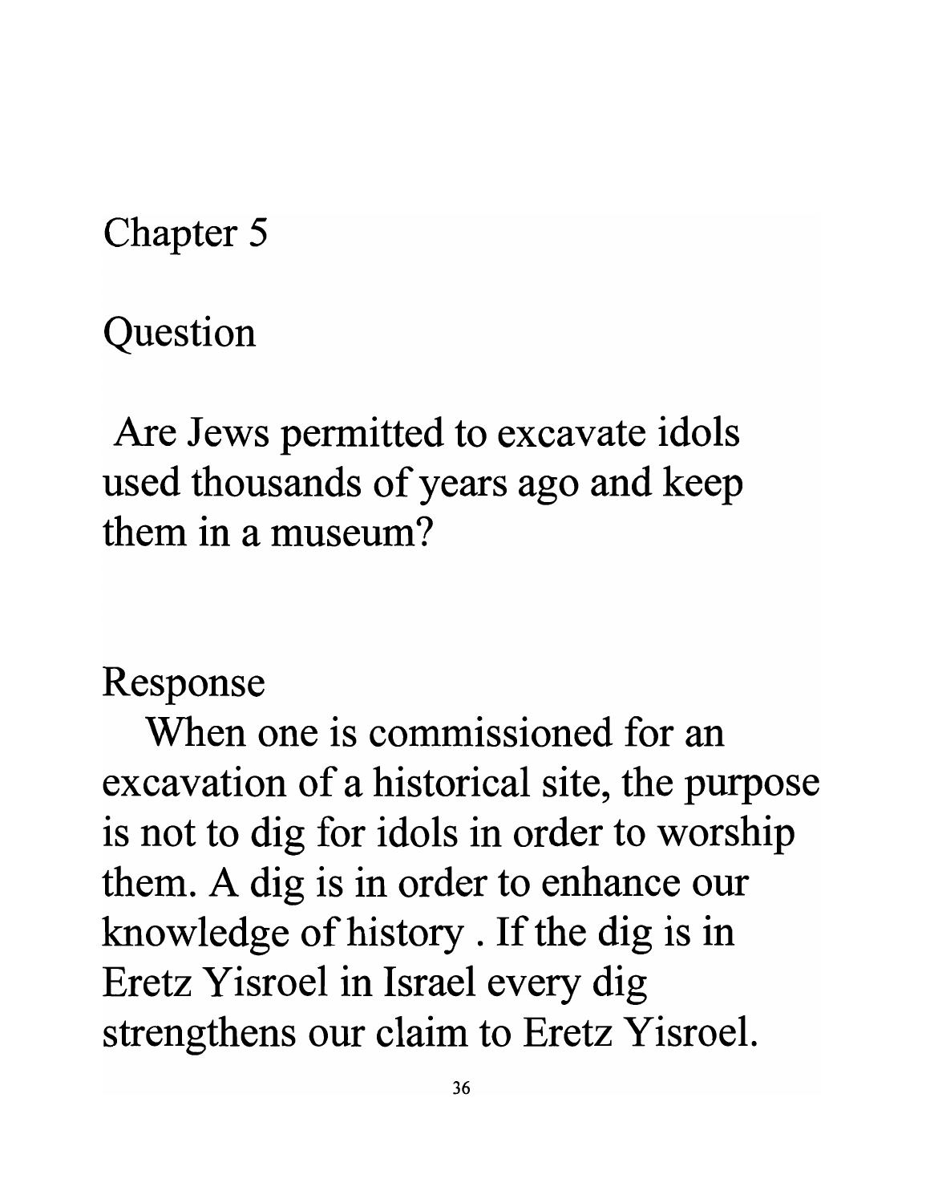# Chapter 5

## Question

Are Jews permitted to excavate idols used thousands of years ago and keep them in a museum?

## Response

When one is commissioned for an excavation of a historical site, the purpose is not to dig for idols in order to worship them. A dig is in order to enhance our knowledge of history . If the dig is in Eretz Yisroel in Israel every dig strengthens our claim to Eretz Yisroel.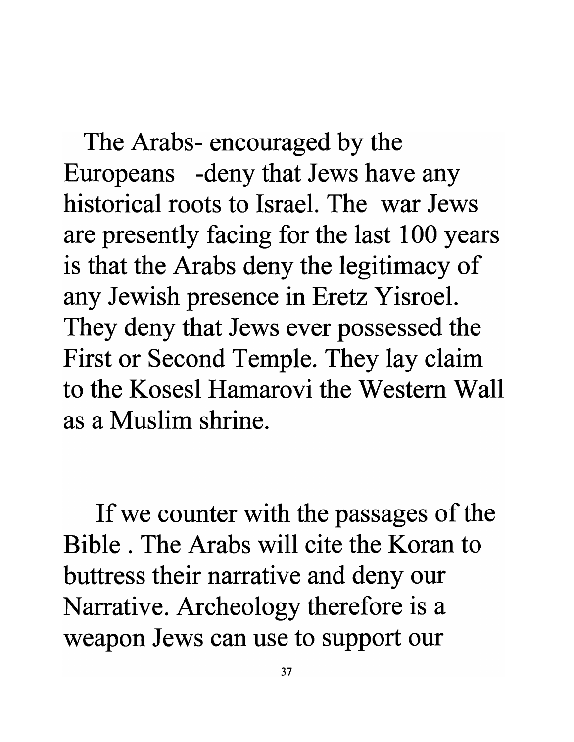The Arabs- encouraged by the Europeans -deny that Jews have any historical roots to Israel. The war Jews are presently facing for the last 100 years is that the Arabs deny the legitimacy of any Jewish presence in Eretz Yisroel. They deny that Jews ever possessed the First or Second Temple. They lay claim to the Kosesl Hamarovi the Western Wall as a Muslim shrine.

If we counter with the passages of the Bible . The Arabs will cite the Koran to buttress their narrative and deny our Narrative. Archeology therefore is a weapon Jews can use to support our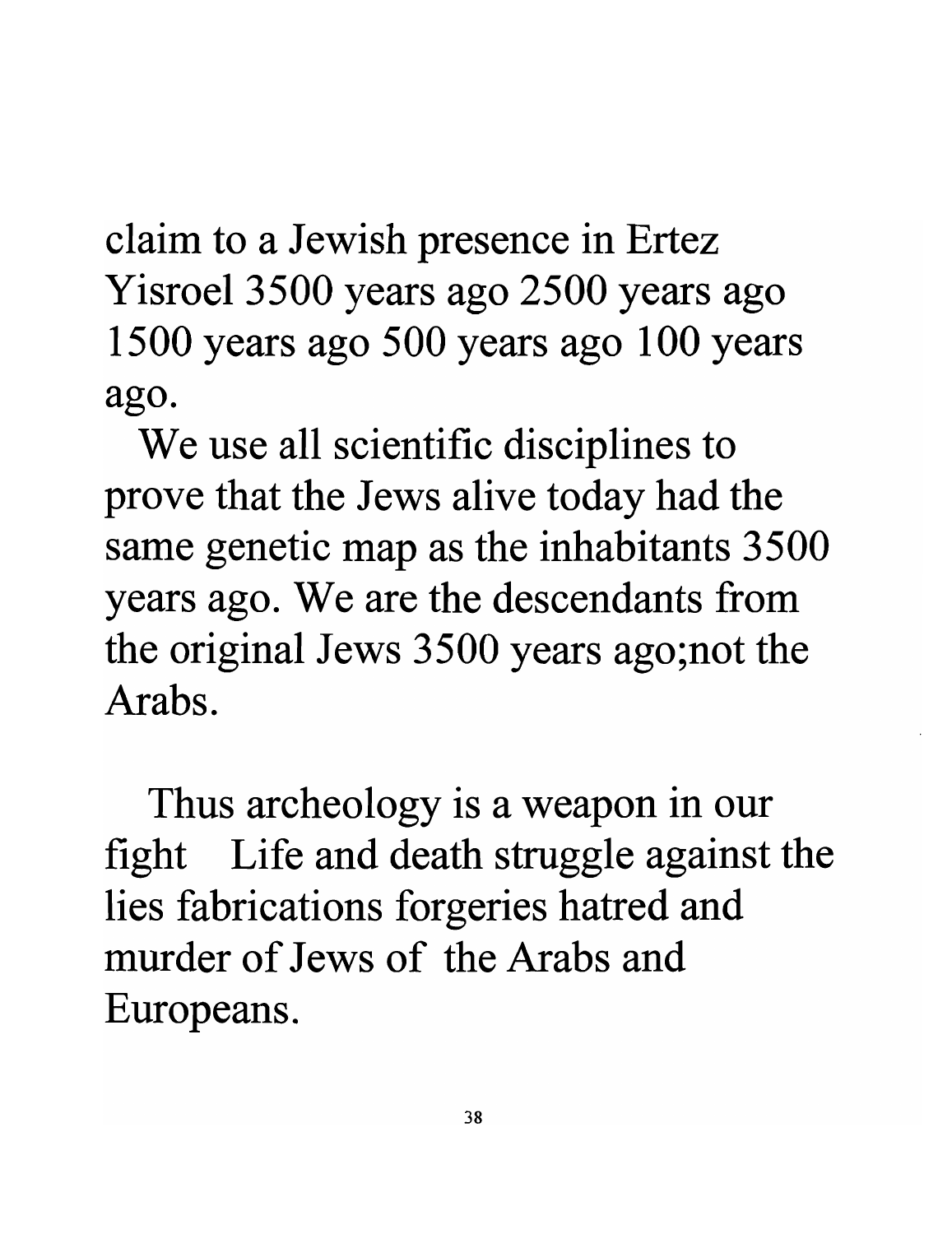claim to a Jewish presence in Ertez Yisroel 3500 years ago 2500 years ago 1500 years ago 500 years ago 100 years ago.

We use all scientific disciplines to prove that the Jews alive today had the same genetic map as the inhabitants 3500 years ago. We are the descendants from the original Jews 3500 years ago;not the Arabs.

Thus archeology is a weapon in our fight Life and death struggle against the lies fabrications forgeries hatred and murder of Jews of the Arabs and Europeans.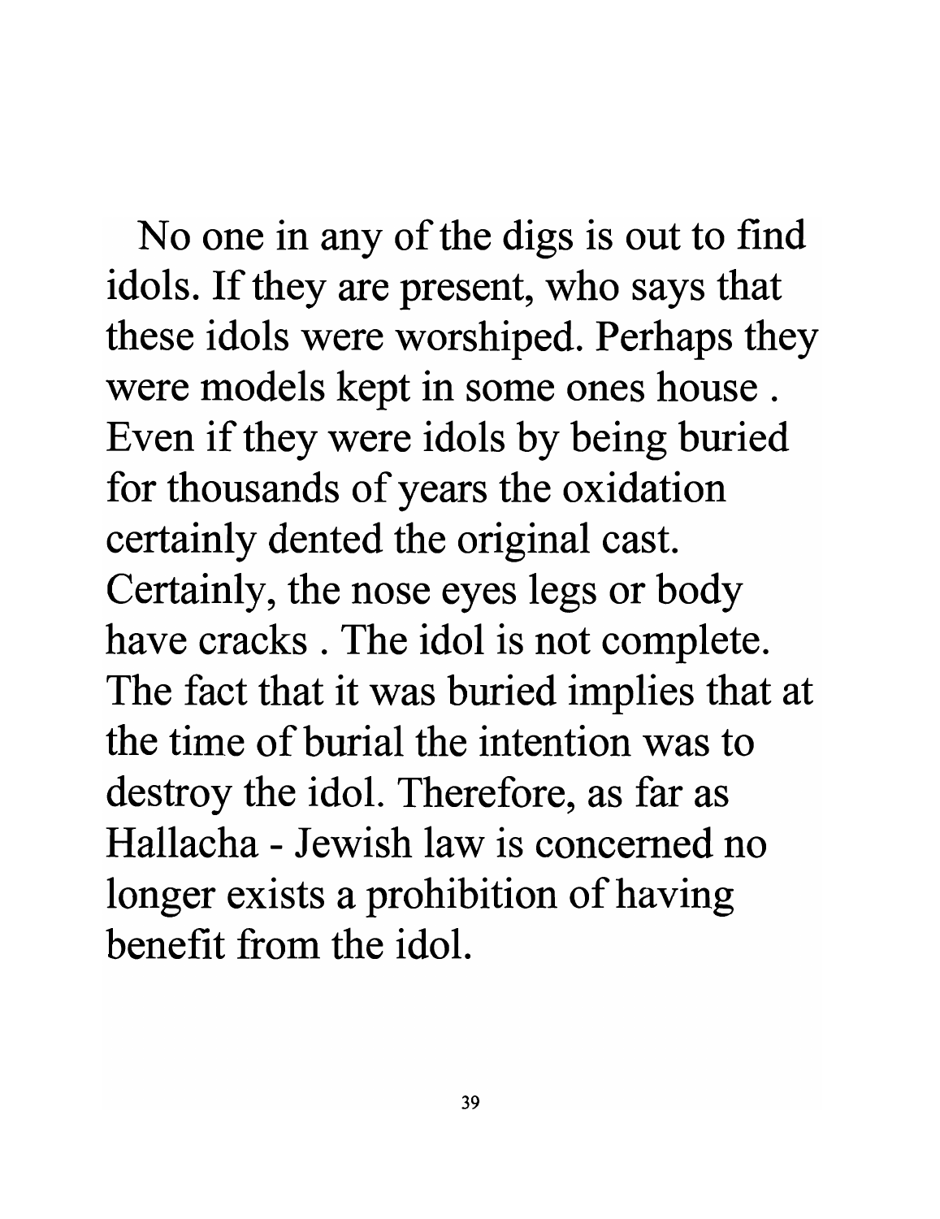No one in any of the digs is out to find idols. If they are present, who says that these idols were worshiped. Perhaps they were models kept in some ones house . Even if they were idols by being buried for thousands of years the oxidation certainly dented the original cast. Certainly, the nose eyes legs or body have cracks . The idol is not complete. The fact that it was buried implies that at the time of burial the intention was to destroy the idol. Therefore, as far as Hallacha - Jewish law is concerned no longer exists a prohibition of having benefit from the idol.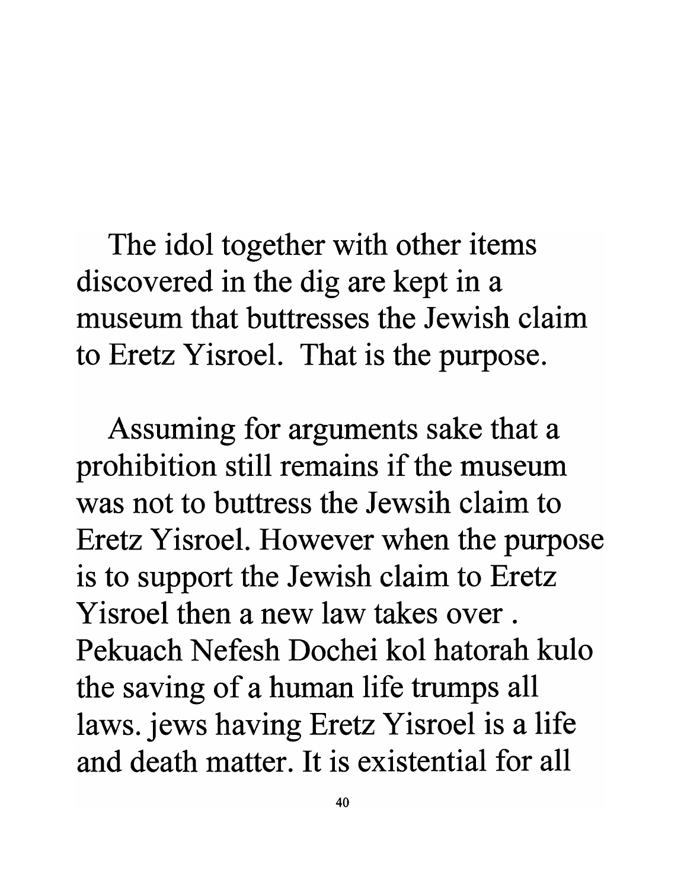The idol together with other items discovered in the dig are kept in a museum that buttresses the Jewish claim to Eretz Yisroel. That is the purpose.

Assuming for arguments sake that a prohibition still remains if the museum was not to buttress the Jewsih claim to Eretz Yisroel. However when the purpose is to support the Jewish claim to Eretz Yisroel then a new law takes over . Pekuach Nefesh Dochei kol hatorah kulo the saving of a human life trumps all laws. jews having Eretz Yisroel is a life and death matter. It is existential for all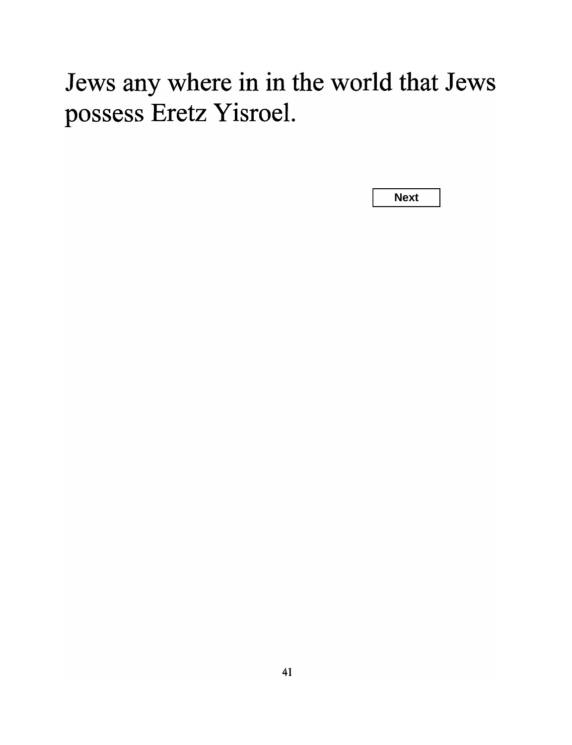Jews any where in in the world that Jews possess Eretz Yisroel.

Next